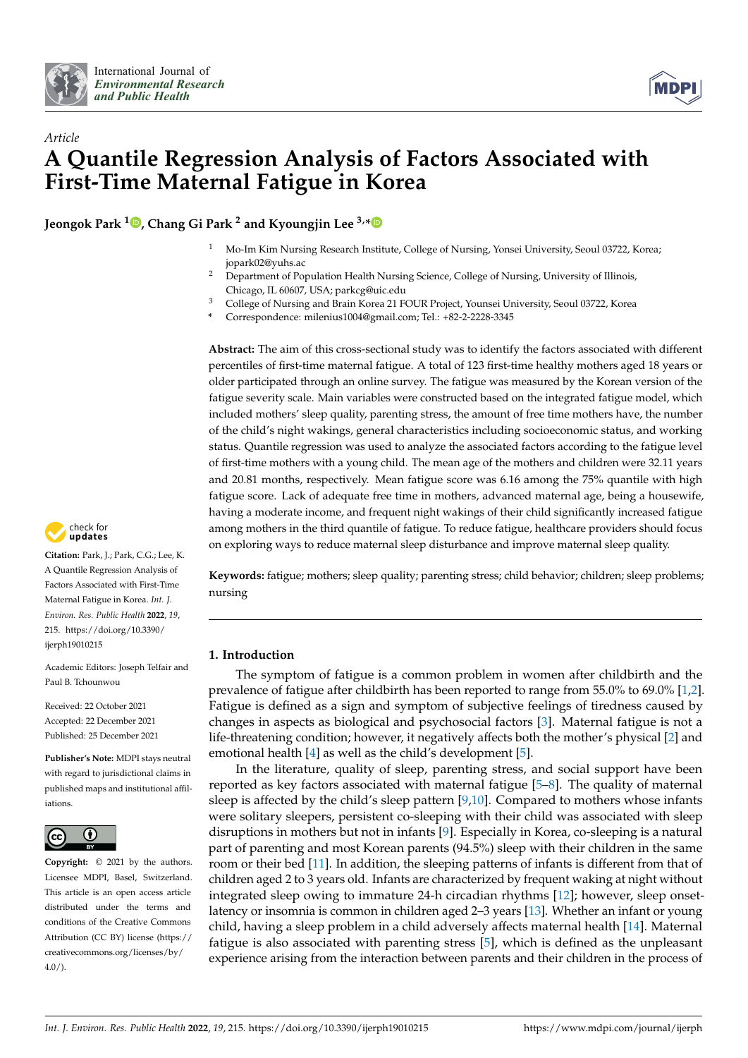*Article*

# A Quantile Regression Analysis of Factors Associated with First-Time Maternal Fatigue in Korea

**Jeongok Park [1], Chang Gi Park [2] and Kyoungjin Lee [3,*]**

[1] Mo-Im Kim Nursing Research Institute, College of Nursing, Yonsei University, Seoul 03722, Korea; jopark02@yuhs.ac

[2] Department of Population Health Nursing Science, College of Nursing, University of Illinois, Chicago, IL 60607, USA; parkcg@uic.edu

[3] College of Nursing and Brain Korea 21 FOUR Project, Younsei University, Seoul 03722, Korea

[*] Correspondence: milenius1004@gmail.com; Tel.: +82-2-2228-3345

**Abstract:** The aim of this cross-sectional study was to identify the factors associated with different percentiles of first-time maternal fatigue. A total of 123 first-time healthy mothers aged 18 years or older participated through an online survey. The fatigue was measured by the Korean version of the fatigue severity scale. Main variables were constructed based on the integrated fatigue model, which included mothers' sleep quality, parenting stress, the amount of free time mothers have, the number of the child's night wakings, general characteristics including socioeconomic status, and working status. Quantile regression was used to analyze the associated factors according to the fatigue level of first-time mothers with a young child. The mean age of the mothers and children were 32.11 years and 20.81 months, respectively. Mean fatigue score was 6.16 among the 75% quantile with high fatigue score. Lack of adequate free time in mothers, advanced maternal age, being a housewife, having a moderate income, and frequent night wakings of their child significantly increased fatigue among mothers in the third quantile of fatigue. To reduce fatigue, healthcare providers should focus on exploring ways to reduce maternal sleep disturbance and improve maternal sleep quality.

**Keywords:** fatigue; mothers; sleep quality; parenting stress; child behavior; children; sleep problems; nursing

**Citation:** Park, J.; Park, C.G.; Lee, K. A Quantile Regression Analysis of Factors Associated with First-Time Maternal Fatigue in Korea. *Int. J. Environ. Res. Public Health* **2022**, *19*, 215. https://doi.org/10.3390/ijerph19010215

Academic Editors: Joseph Telfair and Paul B. Tchounwou

Received: 22 October 2021
Accepted: 22 December 2021
Published: 25 December 2021

**Publisher's Note:** MDPI stays neutral with regard to jurisdictional claims in published maps and institutional affiliations.

**Copyright:** © 2021 by the authors. Licensee MDPI, Basel, Switzerland. This article is an open access article distributed under the terms and conditions of the Creative Commons Attribution (CC BY) license (https://creativecommons.org/licenses/by/4.0/).

## 1. Introduction

The symptom of fatigue is a common problem in women after childbirth and the prevalence of fatigue after childbirth has been reported to range from 55.0% to 69.0% [1,2]. Fatigue is defined as a sign and symptom of subjective feelings of tiredness caused by changes in aspects as biological and psychosocial factors [3]. Maternal fatigue is not a life-threatening condition; however, it negatively affects both the mother's physical [2] and emotional health [4] as well as the child's development [5].

In the literature, quality of sleep, parenting stress, and social support have been reported as key factors associated with maternal fatigue [5–8]. The quality of maternal sleep is affected by the child's sleep pattern [9,10]. Compared to mothers whose infants were solitary sleepers, persistent co-sleeping with their child was associated with sleep disruptions in mothers but not in infants [9]. Especially in Korea, co-sleeping is a natural part of parenting and most Korean parents (94.5%) sleep with their children in the same room or their bed [11]. In addition, the sleeping patterns of infants is different from that of children aged 2 to 3 years old. Infants are characterized by frequent waking at night without integrated sleep owing to immature 24-h circadian rhythms [12]; however, sleep onset-latency or insomnia is common in children aged 2–3 years [13]. Whether an infant or young child, having a sleep problem in a child adversely affects maternal health [14]. Maternal fatigue is also associated with parenting stress [5], which is defined as the unpleasant experience arising from the interaction between parents and their children in the process of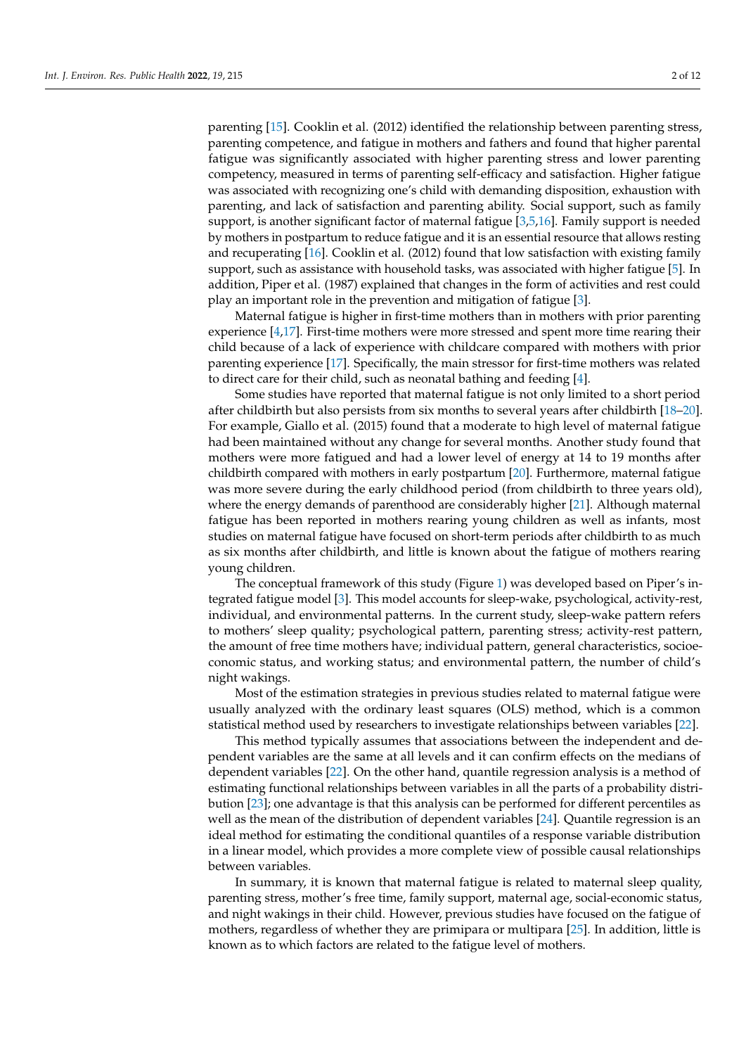parenting [15]. Cooklin et al. (2012) identified the relationship between parenting stress, parenting competence, and fatigue in mothers and fathers and found that higher parental fatigue was significantly associated with higher parenting stress and lower parenting competency, measured in terms of parenting self-efficacy and satisfaction. Higher fatigue was associated with recognizing one's child with demanding disposition, exhaustion with parenting, and lack of satisfaction and parenting ability. Social support, such as family support, is another significant factor of maternal fatigue [3,5,16]. Family support is needed by mothers in postpartum to reduce fatigue and it is an essential resource that allows resting and recuperating [16]. Cooklin et al. (2012) found that low satisfaction with existing family support, such as assistance with household tasks, was associated with higher fatigue [5]. In addition, Piper et al. (1987) explained that changes in the form of activities and rest could play an important role in the prevention and mitigation of fatigue [3].

Maternal fatigue is higher in first-time mothers than in mothers with prior parenting experience [4,17]. First-time mothers were more stressed and spent more time rearing their child because of a lack of experience with childcare compared with mothers with prior parenting experience [17]. Specifically, the main stressor for first-time mothers was related to direct care for their child, such as neonatal bathing and feeding [4].

Some studies have reported that maternal fatigue is not only limited to a short period after childbirth but also persists from six months to several years after childbirth [18–20]. For example, Giallo et al. (2015) found that a moderate to high level of maternal fatigue had been maintained without any change for several months. Another study found that mothers were more fatigued and had a lower level of energy at 14 to 19 months after childbirth compared with mothers in early postpartum [20]. Furthermore, maternal fatigue was more severe during the early childhood period (from childbirth to three years old), where the energy demands of parenthood are considerably higher [21]. Although maternal fatigue has been reported in mothers rearing young children as well as infants, most studies on maternal fatigue have focused on short-term periods after childbirth to as much as six months after childbirth, and little is known about the fatigue of mothers rearing young children.

The conceptual framework of this study (Figure 1) was developed based on Piper's integrated fatigue model [3]. This model accounts for sleep-wake, psychological, activity-rest, individual, and environmental patterns. In the current study, sleep-wake pattern refers to mothers' sleep quality; psychological pattern, parenting stress; activity-rest pattern, the amount of free time mothers have; individual pattern, general characteristics, socioeconomic status, and working status; and environmental pattern, the number of child's night wakings.

Most of the estimation strategies in previous studies related to maternal fatigue were usually analyzed with the ordinary least squares (OLS) method, which is a common statistical method used by researchers to investigate relationships between variables [22].

This method typically assumes that associations between the independent and dependent variables are the same at all levels and it can confirm effects on the medians of dependent variables [22]. On the other hand, quantile regression analysis is a method of estimating functional relationships between variables in all the parts of a probability distribution [23]; one advantage is that this analysis can be performed for different percentiles as well as the mean of the distribution of dependent variables [24]. Quantile regression is an ideal method for estimating the conditional quantiles of a response variable distribution in a linear model, which provides a more complete view of possible causal relationships between variables.

In summary, it is known that maternal fatigue is related to maternal sleep quality, parenting stress, mother's free time, family support, maternal age, social-economic status, and night wakings in their child. However, previous studies have focused on the fatigue of mothers, regardless of whether they are primipara or multipara [25]. In addition, little is known as to which factors are related to the fatigue level of mothers.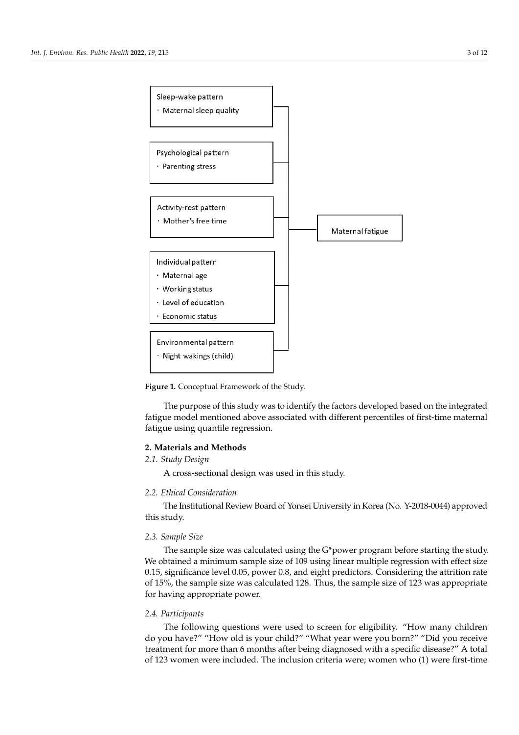Sleep-wake pattern
· Maternal sleep quality

Psychological pattern
· Parenting stress

Activity-rest pattern
· Mother's free time

Individual pattern
· Maternal age
· Working status
· Level of education
· Economic status

Environmental pattern
· Night wakings (child)

Maternal fatigue

**Figure 1.** Conceptual Framework of the Study.

The purpose of this study was to identify the factors developed based on the integrated fatigue model mentioned above associated with different percentiles of first-time maternal fatigue using quantile regression.

## 2. Materials and Methods

### *2.1. Study Design*

A cross-sectional design was used in this study.

### *2.2. Ethical Consideration*

The Institutional Review Board of Yonsei University in Korea (No. Y-2018-0044) approved this study.

### *2.3. Sample Size*

The sample size was calculated using the G*power program before starting the study. We obtained a minimum sample size of 109 using linear multiple regression with effect size 0.15, significance level 0.05, power 0.8, and eight predictors. Considering the attrition rate of 15%, the sample size was calculated 128. Thus, the sample size of 123 was appropriate for having appropriate power.

### *2.4. Participants*

The following questions were used to screen for eligibility. "How many children do you have?" "How old is your child?" "What year were you born?" "Did you receive treatment for more than 6 months after being diagnosed with a specific disease?" A total of 123 women were included. The inclusion criteria were; women who (1) were first-time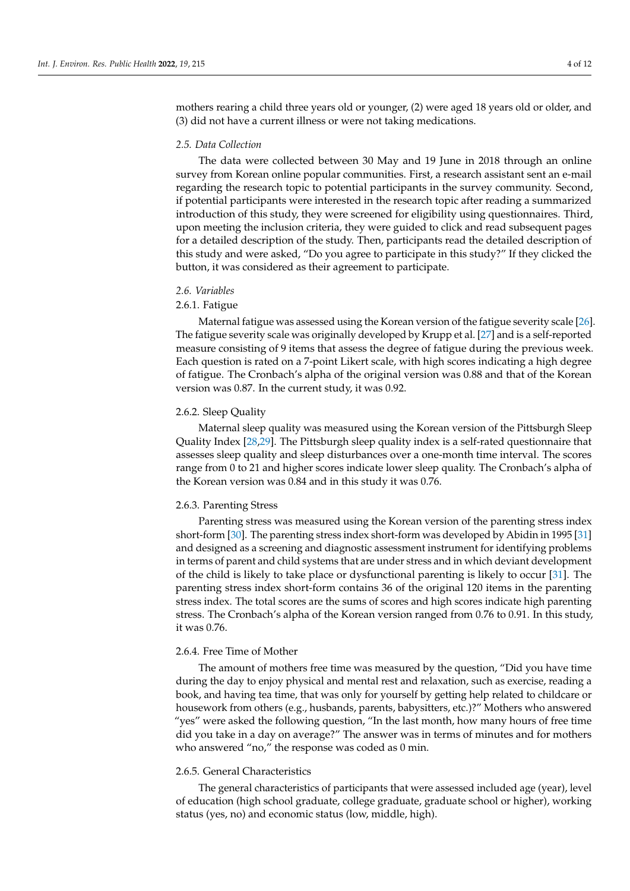mothers rearing a child three years old or younger, (2) were aged 18 years old or older, and (3) did not have a current illness or were not taking medications.

### 2.5. Data Collection

The data were collected between 30 May and 19 June in 2018 through an online survey from Korean online popular communities. First, a research assistant sent an e-mail regarding the research topic to potential participants in the survey community. Second, if potential participants were interested in the research topic after reading a summarized introduction of this study, they were screened for eligibility using questionnaires. Third, upon meeting the inclusion criteria, they were guided to click and read subsequent pages for a detailed description of the study. Then, participants read the detailed description of this study and were asked, "Do you agree to participate in this study?" If they clicked the button, it was considered as their agreement to participate.

### 2.6. Variables

#### 2.6.1. Fatigue

Maternal fatigue was assessed using the Korean version of the fatigue severity scale [26]. The fatigue severity scale was originally developed by Krupp et al. [27] and is a self-reported measure consisting of 9 items that assess the degree of fatigue during the previous week. Each question is rated on a 7-point Likert scale, with high scores indicating a high degree of fatigue. The Cronbach's alpha of the original version was 0.88 and that of the Korean version was 0.87. In the current study, it was 0.92.

#### 2.6.2. Sleep Quality

Maternal sleep quality was measured using the Korean version of the Pittsburgh Sleep Quality Index [28,29]. The Pittsburgh sleep quality index is a self-rated questionnaire that assesses sleep quality and sleep disturbances over a one-month time interval. The scores range from 0 to 21 and higher scores indicate lower sleep quality. The Cronbach's alpha of the Korean version was 0.84 and in this study it was 0.76.

#### 2.6.3. Parenting Stress

Parenting stress was measured using the Korean version of the parenting stress index short-form [30]. The parenting stress index short-form was developed by Abidin in 1995 [31] and designed as a screening and diagnostic assessment instrument for identifying problems in terms of parent and child systems that are under stress and in which deviant development of the child is likely to take place or dysfunctional parenting is likely to occur [31]. The parenting stress index short-form contains 36 of the original 120 items in the parenting stress index. The total scores are the sums of scores and high scores indicate high parenting stress. The Cronbach's alpha of the Korean version ranged from 0.76 to 0.91. In this study, it was 0.76.

#### 2.6.4. Free Time of Mother

The amount of mothers free time was measured by the question, "Did you have time during the day to enjoy physical and mental rest and relaxation, such as exercise, reading a book, and having tea time, that was only for yourself by getting help related to childcare or housework from others (e.g., husbands, parents, babysitters, etc.)?" Mothers who answered "yes" were asked the following question, "In the last month, how many hours of free time did you take in a day on average?" The answer was in terms of minutes and for mothers who answered "no," the response was coded as 0 min.

#### 2.6.5. General Characteristics

The general characteristics of participants that were assessed included age (year), level of education (high school graduate, college graduate, graduate school or higher), working status (yes, no) and economic status (low, middle, high).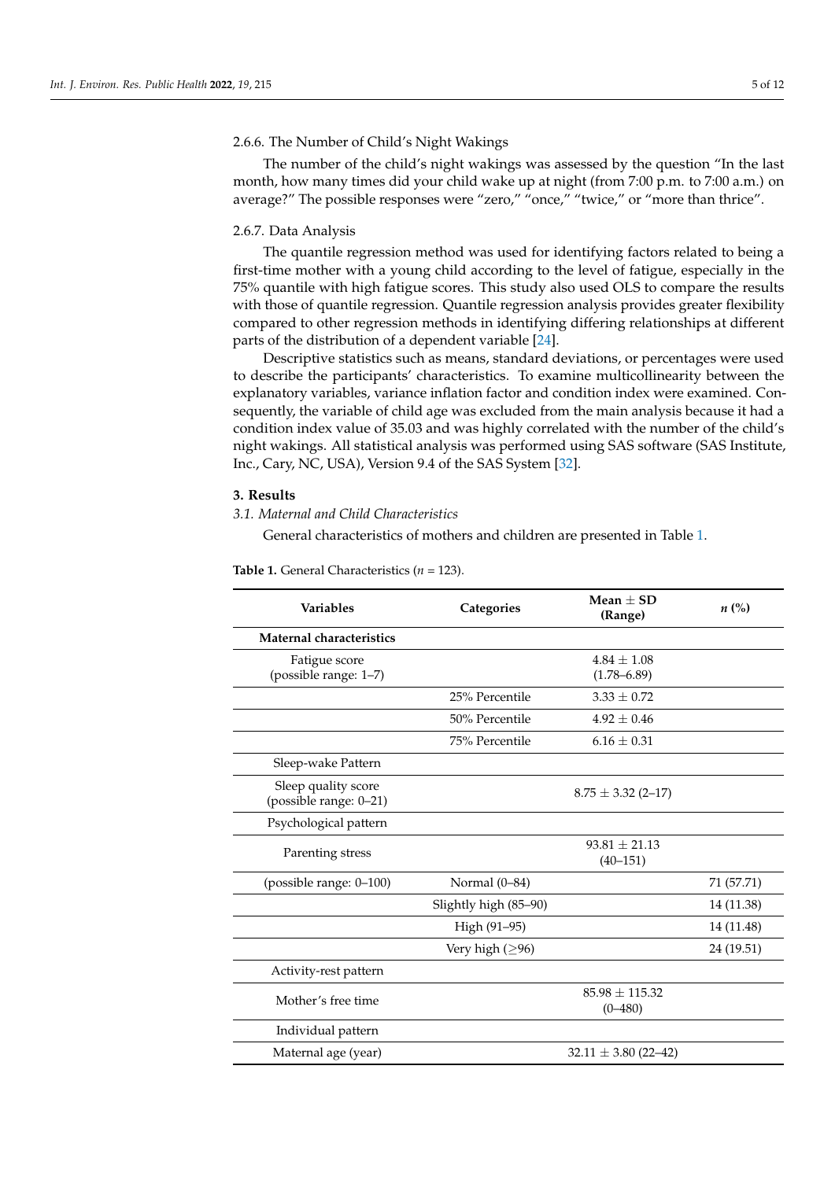2.6.6. The Number of Child's Night Wakings

The number of the child's night wakings was assessed by the question "In the last month, how many times did your child wake up at night (from 7:00 p.m. to 7:00 a.m.) on average?" The possible responses were "zero," "once," "twice," or "more than thrice".

2.6.7. Data Analysis

The quantile regression method was used for identifying factors related to being a first-time mother with a young child according to the level of fatigue, especially in the 75% quantile with high fatigue scores. This study also used OLS to compare the results with those of quantile regression. Quantile regression analysis provides greater flexibility compared to other regression methods in identifying differing relationships at different parts of the distribution of a dependent variable [24].

Descriptive statistics such as means, standard deviations, or percentages were used to describe the participants' characteristics. To examine multicollinearity between the explanatory variables, variance inflation factor and condition index were examined. Consequently, the variable of child age was excluded from the main analysis because it had a condition index value of 35.03 and was highly correlated with the number of the child's night wakings. All statistical analysis was performed using SAS software (SAS Institute, Inc., Cary, NC, USA), Version 9.4 of the SAS System [32].

## 3. Results

### 3.1. Maternal and Child Characteristics

General characteristics of mothers and children are presented in Table 1.

**Table 1.** General Characteristics ($n$ = 123).

| Variables | Categories | Mean ± SD (Range) | $n$ (%) |
|---|---|---|---|
| **Maternal characteristics** | | | |
| Fatigue score (possible range: 1–7) | | 4.84 ± 1.08 (1.78–6.89) | |
| | 25% Percentile | 3.33 ± 0.72 | |
| | 50% Percentile | 4.92 ± 0.46 | |
| | 75% Percentile | 6.16 ± 0.31 | |
| Sleep-wake Pattern | | | |
| Sleep quality score (possible range: 0–21) | | 8.75 ± 3.32 (2–17) | |
| Psychological pattern | | | |
| Parenting stress | | 93.81 ± 21.13 (40–151) | |
| (possible range: 0–100) | Normal (0–84) | | 71 (57.71) |
| | Slightly high (85–90) | | 14 (11.38) |
| | High (91–95) | | 14 (11.48) |
| | Very high (≥96) | | 24 (19.51) |
| Activity-rest pattern | | | |
| Mother's free time | | 85.98 ± 115.32 (0–480) | |
| Individual pattern | | | |
| Maternal age (year) | | 32.11 ± 3.80 (22–42) | |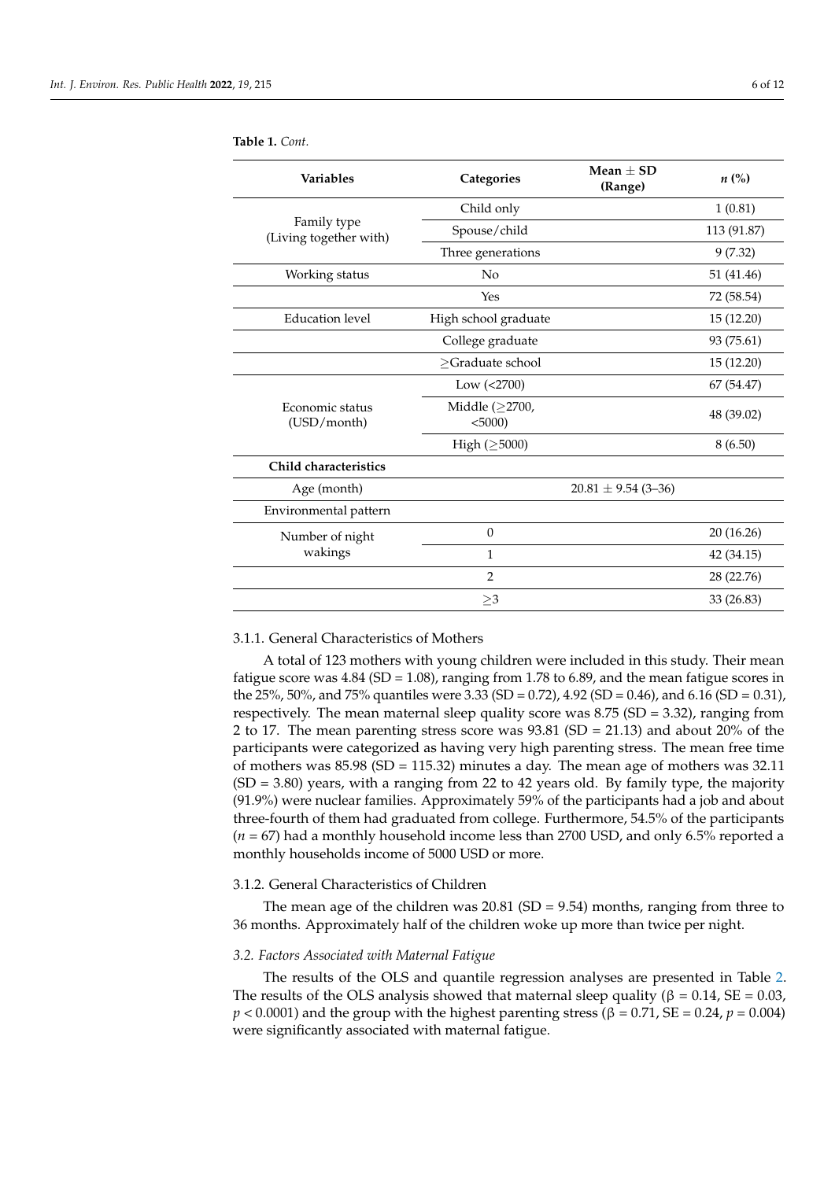**Table 1.** *Cont.*

| Variables | Categories | Mean ± SD (Range) | *n* (%) |
|---|---|---|---|
| Family type (Living together with) | Child only | | 1 (0.81) |
| | Spouse/child | | 113 (91.87) |
| | Three generations | | 9 (7.32) |
| Working status | No | | 51 (41.46) |
| | Yes | | 72 (58.54) |
| Education level | High school graduate | | 15 (12.20) |
| | College graduate | | 93 (75.61) |
| | ≥Graduate school | | 15 (12.20) |
| Economic status (USD/month) | Low (<2700) | | 67 (54.47) |
| | Middle (≥2700, <5000) | | 48 (39.02) |
| | High (≥5000) | | 8 (6.50) |
| **Child characteristics** | | | |
| Age (month) | | 20.81 ± 9.54 (3–36) | |
| Environmental pattern | | | |
| Number of night wakings | 0 | | 20 (16.26) |
| | 1 | | 42 (34.15) |
| | 2 | | 28 (22.76) |
| | ≥3 | | 33 (26.83) |

#### 3.1.1. General Characteristics of Mothers

A total of 123 mothers with young children were included in this study. Their mean fatigue score was 4.84 (SD = 1.08), ranging from 1.78 to 6.89, and the mean fatigue scores in the 25%, 50%, and 75% quantiles were 3.33 (SD = 0.72), 4.92 (SD = 0.46), and 6.16 (SD = 0.31), respectively. The mean maternal sleep quality score was 8.75 (SD = 3.32), ranging from 2 to 17. The mean parenting stress score was 93.81 (SD = 21.13) and about 20% of the participants were categorized as having very high parenting stress. The mean free time of mothers was 85.98 (SD = 115.32) minutes a day. The mean age of mothers was 32.11 (SD = 3.80) years, with a ranging from 22 to 42 years old. By family type, the majority (91.9%) were nuclear families. Approximately 59% of the participants had a job and about three-fourth of them had graduated from college. Furthermore, 54.5% of the participants ($n = 67$) had a monthly household income less than 2700 USD, and only 6.5% reported a monthly households income of 5000 USD or more.

#### 3.1.2. General Characteristics of Children

The mean age of the children was 20.81 (SD = 9.54) months, ranging from three to 36 months. Approximately half of the children woke up more than twice per night.

### *3.2. Factors Associated with Maternal Fatigue*

The results of the OLS and quantile regression analyses are presented in Table 2. The results of the OLS analysis showed that maternal sleep quality ($\beta = 0.14$, SE = 0.03, $p < 0.0001$) and the group with the highest parenting stress ($\beta = 0.71$, SE = 0.24, $p = 0.004$) were significantly associated with maternal fatigue.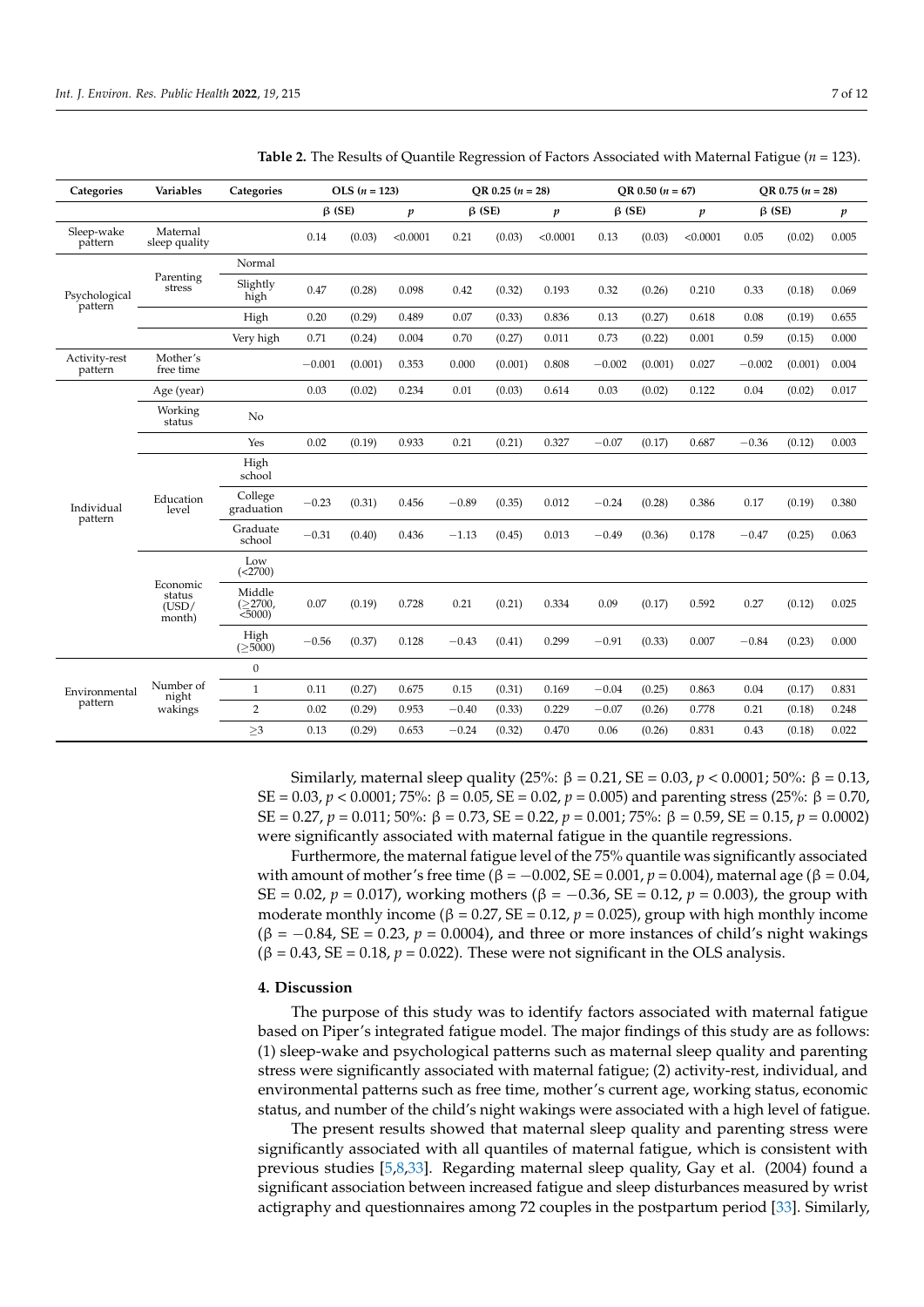**Table 2.** The Results of Quantile Regression of Factors Associated with Maternal Fatigue ($n$ = 123).

| Categories | Variables | Categories | OLS ($n$ = 123) | | | QR 0.25 ($n$ = 28) | | | QR 0.50 ($n$ = 67) | | | QR 0.75 ($n$ = 28) | | |
|---|---|---|---|---|---|---|---|---|---|---|---|---|---|---|
| | | | β (SE) | | $p$ | β (SE) | | $p$ | β (SE) | | $p$ | β (SE) | | $p$ |
| Sleep-wake pattern | Maternal sleep quality | | 0.14 | (0.03) | <0.0001 | 0.21 | (0.03) | <0.0001 | 0.13 | (0.03) | <0.0001 | 0.05 | (0.02) | 0.005 |
| Psychological pattern | Parenting stress | Normal | | | | | | | | | | | | |
| | | Slightly high | 0.47 | (0.28) | 0.098 | 0.42 | (0.32) | 0.193 | 0.32 | (0.26) | 0.210 | 0.33 | (0.18) | 0.069 |
| | | High | 0.20 | (0.29) | 0.489 | 0.07 | (0.33) | 0.836 | 0.13 | (0.27) | 0.618 | 0.08 | (0.19) | 0.655 |
| | | Very high | 0.71 | (0.24) | 0.004 | 0.70 | (0.27) | 0.011 | 0.73 | (0.22) | 0.001 | 0.59 | (0.15) | 0.000 |
| Activity-rest pattern | Mother's free time | | −0.001 | (0.001) | 0.353 | 0.000 | (0.001) | 0.808 | −0.002 | (0.001) | 0.027 | −0.002 | (0.001) | 0.004 |
| Individual pattern | Age (year) | | 0.03 | (0.02) | 0.234 | 0.01 | (0.03) | 0.614 | 0.03 | (0.02) | 0.122 | 0.04 | (0.02) | 0.017 |
| | Working status | No | | | | | | | | | | | | |
| | | Yes | 0.02 | (0.19) | 0.933 | 0.21 | (0.21) | 0.327 | −0.07 | (0.17) | 0.687 | −0.36 | (0.12) | 0.003 |
| | Education level | High school | | | | | | | | | | | | |
| | | College graduation | −0.23 | (0.31) | 0.456 | −0.89 | (0.35) | 0.012 | −0.24 | (0.28) | 0.386 | 0.17 | (0.19) | 0.380 |
| | | Graduate school | −0.31 | (0.40) | 0.436 | −1.13 | (0.45) | 0.013 | −0.49 | (0.36) | 0.178 | −0.47 | (0.25) | 0.063 |
| | Economic status (USD/month) | Low (<2700) | | | | | | | | | | | | |
| | | Middle (≥2700, <5000) | 0.07 | (0.19) | 0.728 | 0.21 | (0.21) | 0.334 | 0.09 | (0.17) | 0.592 | 0.27 | (0.12) | 0.025 |
| | | High (≥5000) | −0.56 | (0.37) | 0.128 | −0.43 | (0.41) | 0.299 | −0.91 | (0.33) | 0.007 | −0.84 | (0.23) | 0.000 |
| Environmental pattern | Number of night wakings | 0 | | | | | | | | | | | | |
| | | 1 | 0.11 | (0.27) | 0.675 | 0.15 | (0.31) | 0.169 | −0.04 | (0.25) | 0.863 | 0.04 | (0.17) | 0.831 |
| | | 2 | 0.02 | (0.29) | 0.953 | −0.40 | (0.33) | 0.229 | −0.07 | (0.26) | 0.778 | 0.21 | (0.18) | 0.248 |
| | | ≥3 | 0.13 | (0.29) | 0.653 | −0.24 | (0.32) | 0.470 | 0.06 | (0.26) | 0.831 | 0.43 | (0.18) | 0.022 |

Similarly, maternal sleep quality (25%: β = 0.21, SE = 0.03, $p < 0.0001$; 50%: β = 0.13, SE = 0.03, $p < 0.0001$; 75%: β = 0.05, SE = 0.02, $p = 0.005$) and parenting stress (25%: β = 0.70, SE = 0.27, $p = 0.011$; 50%: β = 0.73, SE = 0.22, $p = 0.001$; 75%: β = 0.59, SE = 0.15, $p = 0.0002$) were significantly associated with maternal fatigue in the quantile regressions.

Furthermore, the maternal fatigue level of the 75% quantile was significantly associated with amount of mother's free time (β = −0.002, SE = 0.001, $p = 0.004$), maternal age (β = 0.04, SE = 0.02, $p = 0.017$), working mothers (β = −0.36, SE = 0.12, $p = 0.003$), the group with moderate monthly income (β = 0.27, SE = 0.12, $p = 0.025$), group with high monthly income (β = −0.84, SE = 0.23, $p = 0.0004$), and three or more instances of child's night wakings (β = 0.43, SE = 0.18, $p = 0.022$). These were not significant in the OLS analysis.

## 4. Discussion

The purpose of this study was to identify factors associated with maternal fatigue based on Piper's integrated fatigue model. The major findings of this study are as follows: (1) sleep-wake and psychological patterns such as maternal sleep quality and parenting stress were significantly associated with maternal fatigue; (2) activity-rest, individual, and environmental patterns such as free time, mother's current age, working status, economic status, and number of the child's night wakings were associated with a high level of fatigue.

The present results showed that maternal sleep quality and parenting stress were significantly associated with all quantiles of maternal fatigue, which is consistent with previous studies [5,8,33]. Regarding maternal sleep quality, Gay et al. (2004) found a significant association between increased fatigue and sleep disturbances measured by wrist actigraphy and questionnaires among 72 couples in the postpartum period [33]. Similarly,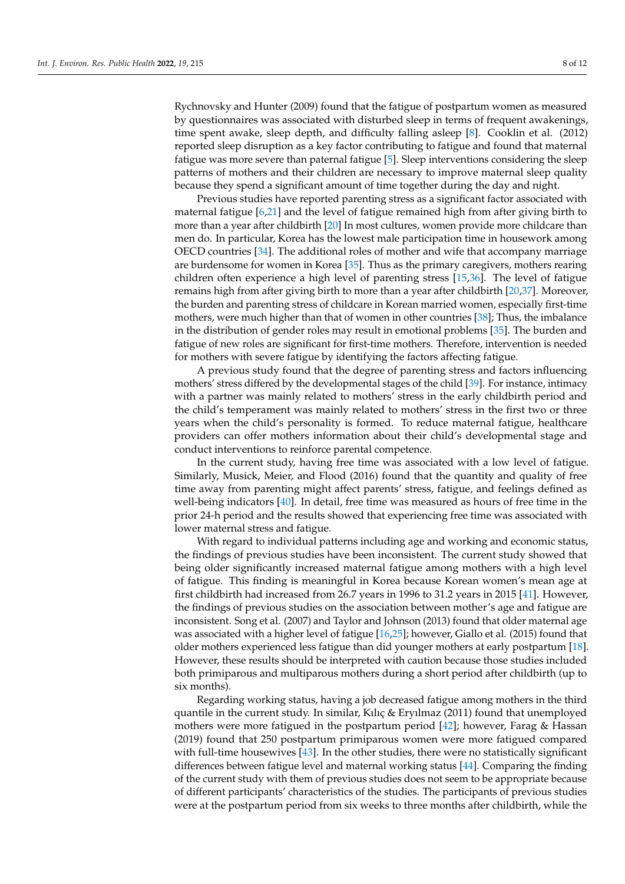Rychnovsky and Hunter (2009) found that the fatigue of postpartum women as measured by questionnaires was associated with disturbed sleep in terms of frequent awakenings, time spent awake, sleep depth, and difficulty falling asleep [8]. Cooklin et al. (2012) reported sleep disruption as a key factor contributing to fatigue and found that maternal fatigue was more severe than paternal fatigue [5]. Sleep interventions considering the sleep patterns of mothers and their children are necessary to improve maternal sleep quality because they spend a significant amount of time together during the day and night.

Previous studies have reported parenting stress as a significant factor associated with maternal fatigue [6,21] and the level of fatigue remained high from after giving birth to more than a year after childbirth [20] In most cultures, women provide more childcare than men do. In particular, Korea has the lowest male participation time in housework among OECD countries [34]. The additional roles of mother and wife that accompany marriage are burdensome for women in Korea [35]. Thus as the primary caregivers, mothers rearing children often experience a high level of parenting stress [15,36]. The level of fatigue remains high from after giving birth to more than a year after childbirth [20,37]. Moreover, the burden and parenting stress of childcare in Korean married women, especially first-time mothers, were much higher than that of women in other countries [38]; Thus, the imbalance in the distribution of gender roles may result in emotional problems [35]. The burden and fatigue of new roles are significant for first-time mothers. Therefore, intervention is needed for mothers with severe fatigue by identifying the factors affecting fatigue.

A previous study found that the degree of parenting stress and factors influencing mothers' stress differed by the developmental stages of the child [39]. For instance, intimacy with a partner was mainly related to mothers' stress in the early childbirth period and the child's temperament was mainly related to mothers' stress in the first two or three years when the child's personality is formed. To reduce maternal fatigue, healthcare providers can offer mothers information about their child's developmental stage and conduct interventions to reinforce parental competence.

In the current study, having free time was associated with a low level of fatigue. Similarly, Musick, Meier, and Flood (2016) found that the quantity and quality of free time away from parenting might affect parents' stress, fatigue, and feelings defined as well-being indicators [40]. In detail, free time was measured as hours of free time in the prior 24-h period and the results showed that experiencing free time was associated with lower maternal stress and fatigue.

With regard to individual patterns including age and working and economic status, the findings of previous studies have been inconsistent. The current study showed that being older significantly increased maternal fatigue among mothers with a high level of fatigue. This finding is meaningful in Korea because Korean women's mean age at first childbirth had increased from 26.7 years in 1996 to 31.2 years in 2015 [41]. However, the findings of previous studies on the association between mother's age and fatigue are inconsistent. Song et al. (2007) and Taylor and Johnson (2013) found that older maternal age was associated with a higher level of fatigue [16,25]; however, Giallo et al. (2015) found that older mothers experienced less fatigue than did younger mothers at early postpartum [18]. However, these results should be interpreted with caution because those studies included both primiparous and multiparous mothers during a short period after childbirth (up to six months).

Regarding working status, having a job decreased fatigue among mothers in the third quantile in the current study. In similar, Kılıç & Eryılmaz (2011) found that unemployed mothers were more fatigued in the postpartum period [42]; however, Farag & Hassan (2019) found that 250 postpartum primiparous women were more fatigued compared with full-time housewives [43]. In the other studies, there were no statistically significant differences between fatigue level and maternal working status [44]. Comparing the finding of the current study with them of previous studies does not seem to be appropriate because of different participants' characteristics of the studies. The participants of previous studies were at the postpartum period from six weeks to three months after childbirth, while the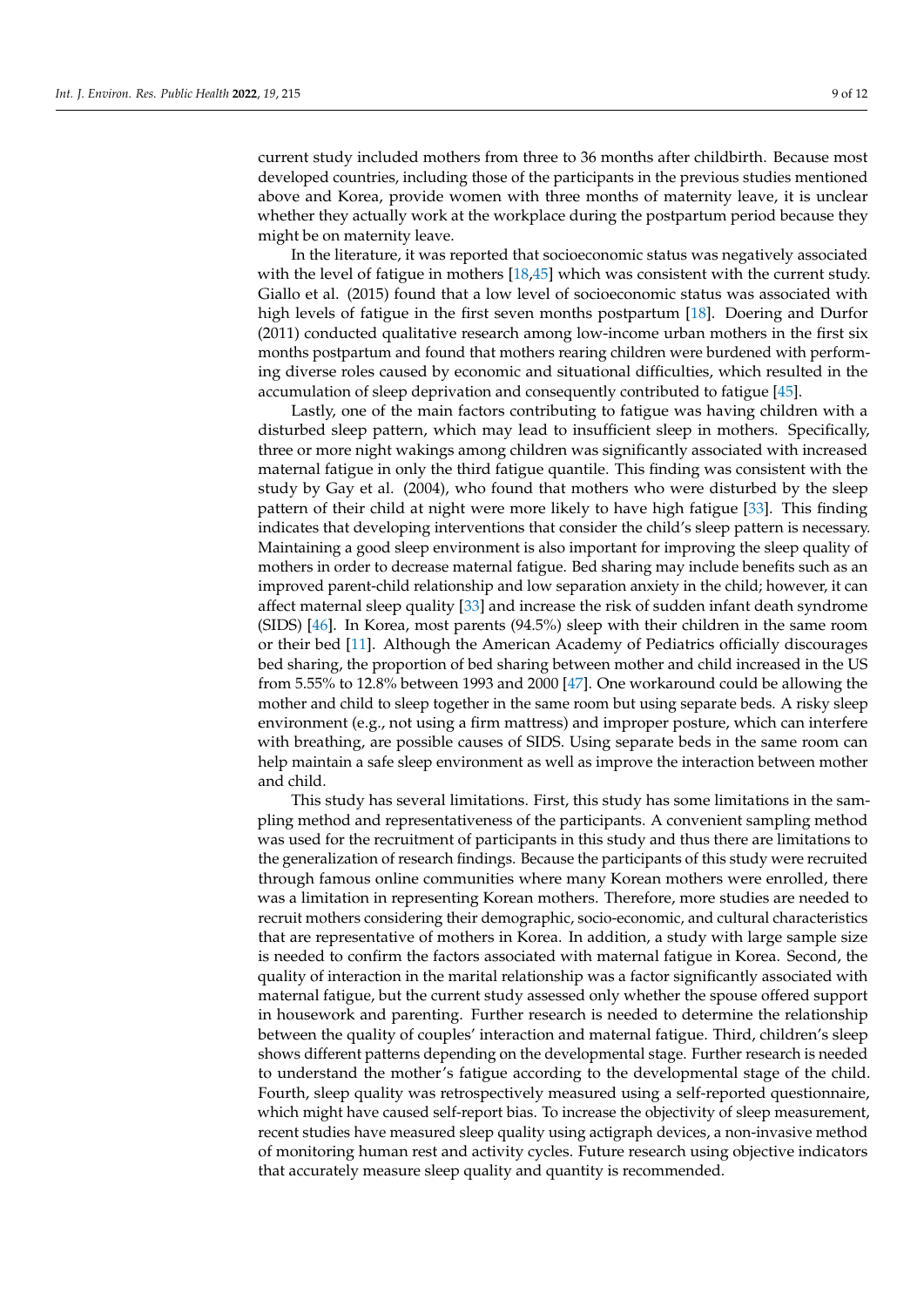current study included mothers from three to 36 months after childbirth. Because most developed countries, including those of the participants in the previous studies mentioned above and Korea, provide women with three months of maternity leave, it is unclear whether they actually work at the workplace during the postpartum period because they might be on maternity leave.

In the literature, it was reported that socioeconomic status was negatively associated with the level of fatigue in mothers [18,45] which was consistent with the current study. Giallo et al. (2015) found that a low level of socioeconomic status was associated with high levels of fatigue in the first seven months postpartum [18]. Doering and Durfor (2011) conducted qualitative research among low-income urban mothers in the first six months postpartum and found that mothers rearing children were burdened with performing diverse roles caused by economic and situational difficulties, which resulted in the accumulation of sleep deprivation and consequently contributed to fatigue [45].

Lastly, one of the main factors contributing to fatigue was having children with a disturbed sleep pattern, which may lead to insufficient sleep in mothers. Specifically, three or more night wakings among children was significantly associated with increased maternal fatigue in only the third fatigue quantile. This finding was consistent with the study by Gay et al. (2004), who found that mothers who were disturbed by the sleep pattern of their child at night were more likely to have high fatigue [33]. This finding indicates that developing interventions that consider the child's sleep pattern is necessary. Maintaining a good sleep environment is also important for improving the sleep quality of mothers in order to decrease maternal fatigue. Bed sharing may include benefits such as an improved parent-child relationship and low separation anxiety in the child; however, it can affect maternal sleep quality [33] and increase the risk of sudden infant death syndrome (SIDS) [46]. In Korea, most parents (94.5%) sleep with their children in the same room or their bed [11]. Although the American Academy of Pediatrics officially discourages bed sharing, the proportion of bed sharing between mother and child increased in the US from 5.55% to 12.8% between 1993 and 2000 [47]. One workaround could be allowing the mother and child to sleep together in the same room but using separate beds. A risky sleep environment (e.g., not using a firm mattress) and improper posture, which can interfere with breathing, are possible causes of SIDS. Using separate beds in the same room can help maintain a safe sleep environment as well as improve the interaction between mother and child.

This study has several limitations. First, this study has some limitations in the sampling method and representativeness of the participants. A convenient sampling method was used for the recruitment of participants in this study and thus there are limitations to the generalization of research findings. Because the participants of this study were recruited through famous online communities where many Korean mothers were enrolled, there was a limitation in representing Korean mothers. Therefore, more studies are needed to recruit mothers considering their demographic, socio-economic, and cultural characteristics that are representative of mothers in Korea. In addition, a study with large sample size is needed to confirm the factors associated with maternal fatigue in Korea. Second, the quality of interaction in the marital relationship was a factor significantly associated with maternal fatigue, but the current study assessed only whether the spouse offered support in housework and parenting. Further research is needed to determine the relationship between the quality of couples' interaction and maternal fatigue. Third, children's sleep shows different patterns depending on the developmental stage. Further research is needed to understand the mother's fatigue according to the developmental stage of the child. Fourth, sleep quality was retrospectively measured using a self-reported questionnaire, which might have caused self-report bias. To increase the objectivity of sleep measurement, recent studies have measured sleep quality using actigraph devices, a non-invasive method of monitoring human rest and activity cycles. Future research using objective indicators that accurately measure sleep quality and quantity is recommended.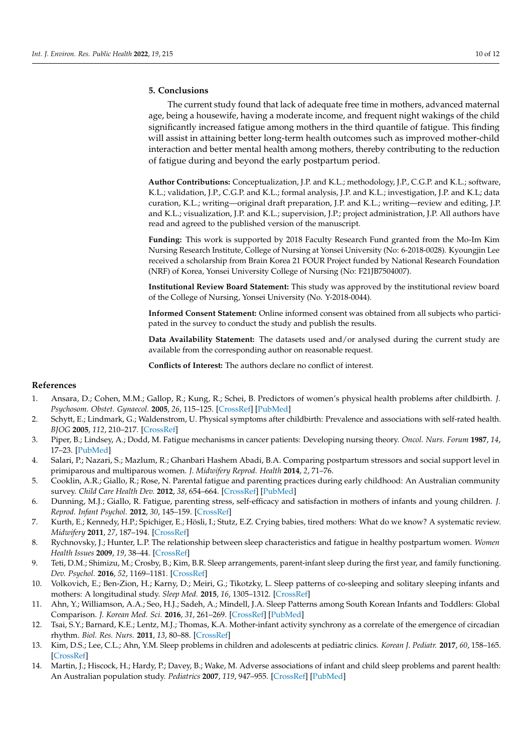## 5. Conclusions

The current study found that lack of adequate free time in mothers, advanced maternal age, being a housewife, having a moderate income, and frequent night wakings of the child significantly increased fatigue among mothers in the third quantile of fatigue. This finding will assist in attaining better long-term health outcomes such as improved mother-child interaction and better mental health among mothers, thereby contributing to the reduction of fatigue during and beyond the early postpartum period.

**Author Contributions:** Conceptualization, J.P. and K.L.; methodology, J.P., C.G.P. and K.L.; software, K.L.; validation, J.P., C.G.P. and K.L.; formal analysis, J.P. and K.L.; investigation, J.P. and K.L; data curation, K.L.; writing—original draft preparation, J.P. and K.L.; writing—review and editing, J.P. and K.L.; visualization, J.P. and K.L.; supervision, J.P.; project administration, J.P. All authors have read and agreed to the published version of the manuscript.

**Funding:** This work is supported by 2018 Faculty Research Fund granted from the Mo-Im Kim Nursing Research Institute, College of Nursing at Yonsei University (No: 6-2018-0028). Kyoungjin Lee received a scholarship from Brain Korea 21 FOUR Project funded by National Research Foundation (NRF) of Korea, Yonsei University College of Nursing (No: F21JB7504007).

**Institutional Review Board Statement:** This study was approved by the institutional review board of the College of Nursing, Yonsei University (No. Y-2018-0044).

**Informed Consent Statement:** Online informed consent was obtained from all subjects who participated in the survey to conduct the study and publish the results.

**Data Availability Statement:** The datasets used and/or analysed during the current study are available from the corresponding author on reasonable request.

**Conflicts of Interest:** The authors declare no conflict of interest.

## References

1. Ansara, D.; Cohen, M.M.; Gallop, R.; Kung, R.; Schei, B. Predictors of women's physical health problems after childbirth. *J. Psychosom. Obstet. Gynaecol.* **2005**, *26*, 115–125. [CrossRef] [PubMed]
2. Schytt, E.; Lindmark, G.; Waldenstrom, U. Physical symptoms after childbirth: Prevalence and associations with self-rated health. *BJOG* **2005**, *112*, 210–217. [CrossRef]
3. Piper, B.; Lindsey, A.; Dodd, M. Fatigue mechanisms in cancer patients: Developing nursing theory. *Oncol. Nurs. Forum* **1987**, *14*, 17–23. [PubMed]
4. Salari, P.; Nazari, S.; Mazlum, R.; Ghanbari Hashem Abadi, B.A. Comparing postpartum stressors and social support level in primiparous and multiparous women. *J. Midwifery Reprod. Health* **2014**, *2*, 71–76.
5. Cooklin, A.R.; Giallo, R.; Rose, N. Parental fatigue and parenting practices during early childhood: An Australian community survey. *Child Care Health Dev.* **2012**, *38*, 654–664. [CrossRef] [PubMed]
6. Dunning, M.J.; Giallo, R. Fatigue, parenting stress, self-efficacy and satisfaction in mothers of infants and young children. *J. Reprod. Infant Psychol.* **2012**, *30*, 145–159. [CrossRef]
7. Kurth, E.; Kennedy, H.P.; Spichiger, E.; Hösli, I.; Stutz, E.Z. Crying babies, tired mothers: What do we know? A systematic review. *Midwifery* **2011**, *27*, 187–194. [CrossRef]
8. Rychnovsky, J.; Hunter, L.P. The relationship between sleep characteristics and fatigue in healthy postpartum women. *Women Health Issues* **2009**, *19*, 38–44. [CrossRef]
9. Teti, D.M.; Shimizu, M.; Crosby, B.; Kim, B.R. Sleep arrangements, parent-infant sleep during the first year, and family functioning. *Dev. Psychol.* **2016**, *52*, 1169–1181. [CrossRef]
10. Volkovich, E.; Ben-Zion, H.; Karny, D.; Meiri, G.; Tikotzky, L. Sleep patterns of co-sleeping and solitary sleeping infants and mothers: A longitudinal study. *Sleep Med.* **2015**, *16*, 1305–1312. [CrossRef]
11. Ahn, Y.; Williamson, A.A.; Seo, H.J.; Sadeh, A.; Mindell, J.A. Sleep Patterns among South Korean Infants and Toddlers: Global Comparison. *J. Korean Med. Sci.* **2016**, *31*, 261–269. [CrossRef] [PubMed]
12. Tsai, S.Y.; Barnard, K.E.; Lentz, M.J.; Thomas, K.A. Mother-infant activity synchrony as a correlate of the emergence of circadian rhythm. *Biol. Res. Nurs.* **2011**, *13*, 80–88. [CrossRef]
13. Kim, D.S.; Lee, C.L.; Ahn, Y.M. Sleep problems in children and adolescents at pediatric clinics. *Korean J. Pediatr.* **2017**, *60*, 158–165. [CrossRef]
14. Martin, J.; Hiscock, H.; Hardy, P.; Davey, B.; Wake, M. Adverse associations of infant and child sleep problems and parent health: An Australian population study. *Pediatrics* **2007**, *119*, 947–955. [CrossRef] [PubMed]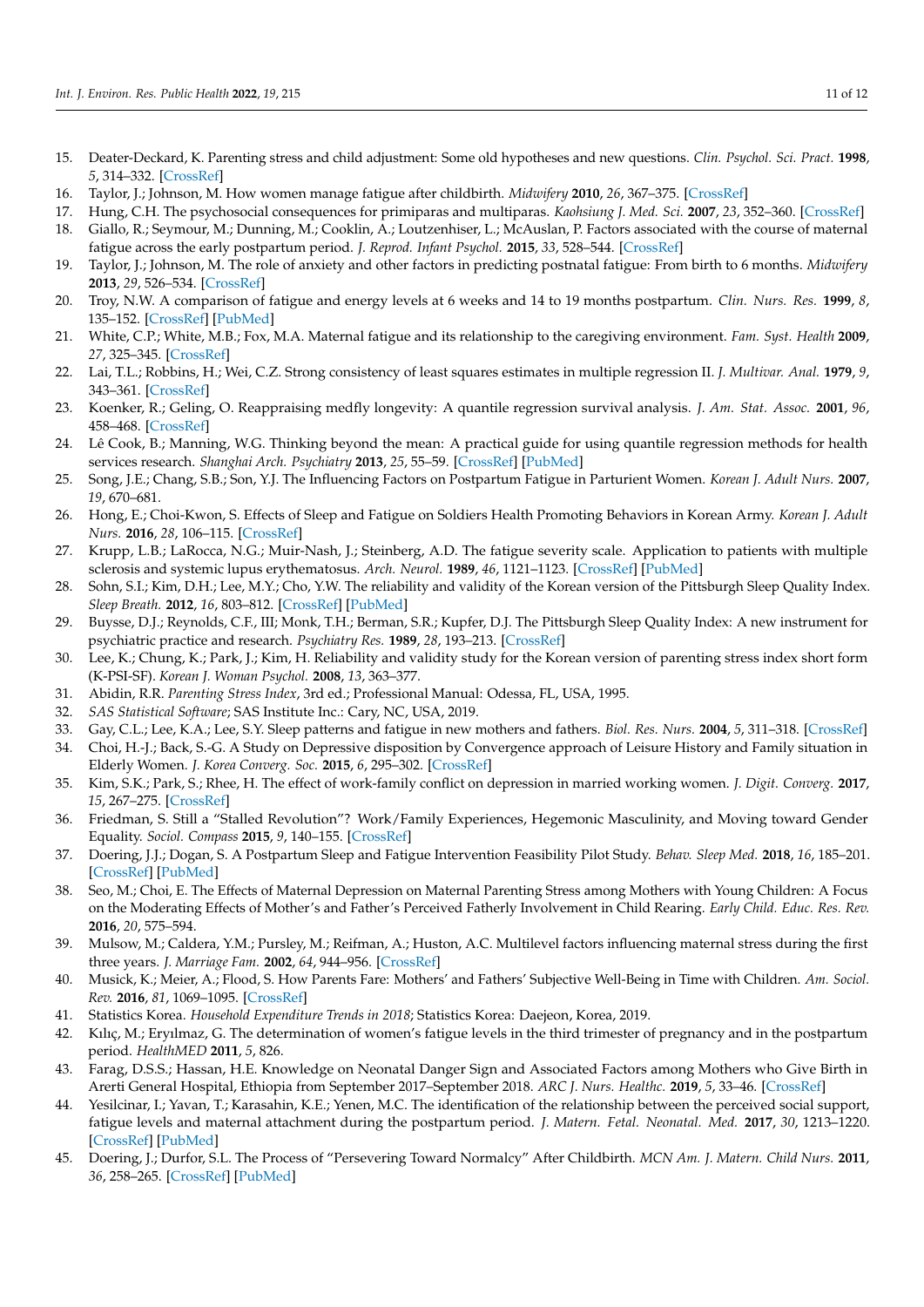15. Deater-Deckard, K. Parenting stress and child adjustment: Some old hypotheses and new questions. *Clin. Psychol. Sci. Pract.* **1998**, *5*, 314–332. [CrossRef]
16. Taylor, J.; Johnson, M. How women manage fatigue after childbirth. *Midwifery* **2010**, *26*, 367–375. [CrossRef]
17. Hung, C.H. The psychosocial consequences for primiparas and multiparas. *Kaohsiung J. Med. Sci.* **2007**, *23*, 352–360. [CrossRef]
18. Giallo, R.; Seymour, M.; Dunning, M.; Cooklin, A.; Loutzenhiser, L.; McAuslan, P. Factors associated with the course of maternal fatigue across the early postpartum period. *J. Reprod. Infant Psychol.* **2015**, *33*, 528–544. [CrossRef]
19. Taylor, J.; Johnson, M. The role of anxiety and other factors in predicting postnatal fatigue: From birth to 6 months. *Midwifery* **2013**, *29*, 526–534. [CrossRef]
20. Troy, N.W. A comparison of fatigue and energy levels at 6 weeks and 14 to 19 months postpartum. *Clin. Nurs. Res.* **1999**, *8*, 135–152. [CrossRef] [PubMed]
21. White, C.P.; White, M.B.; Fox, M.A. Maternal fatigue and its relationship to the caregiving environment. *Fam. Syst. Health* **2009**, *27*, 325–345. [CrossRef]
22. Lai, T.L.; Robbins, H.; Wei, C.Z. Strong consistency of least squares estimates in multiple regression II. *J. Multivar. Anal.* **1979**, *9*, 343–361. [CrossRef]
23. Koenker, R.; Geling, O. Reappraising medfly longevity: A quantile regression survival analysis. *J. Am. Stat. Assoc.* **2001**, *96*, 458–468. [CrossRef]
24. Lê Cook, B.; Manning, W.G. Thinking beyond the mean: A practical guide for using quantile regression methods for health services research. *Shanghai Arch. Psychiatry* **2013**, *25*, 55–59. [CrossRef] [PubMed]
25. Song, J.E.; Chang, S.B.; Son, Y.J. The Influencing Factors on Postpartum Fatigue in Parturient Women. *Korean J. Adult Nurs.* **2007**, *19*, 670–681.
26. Hong, E.; Choi-Kwon, S. Effects of Sleep and Fatigue on Soldiers Health Promoting Behaviors in Korean Army. *Korean J. Adult Nurs.* **2016**, *28*, 106–115. [CrossRef]
27. Krupp, L.B.; LaRocca, N.G.; Muir-Nash, J.; Steinberg, A.D. The fatigue severity scale. Application to patients with multiple sclerosis and systemic lupus erythematosus. *Arch. Neurol.* **1989**, *46*, 1121–1123. [CrossRef] [PubMed]
28. Sohn, S.I.; Kim, D.H.; Lee, M.Y.; Cho, Y.W. The reliability and validity of the Korean version of the Pittsburgh Sleep Quality Index. *Sleep Breath.* **2012**, *16*, 803–812. [CrossRef] [PubMed]
29. Buysse, D.J.; Reynolds, C.F., III; Monk, T.H.; Berman, S.R.; Kupfer, D.J. The Pittsburgh Sleep Quality Index: A new instrument for psychiatric practice and research. *Psychiatry Res.* **1989**, *28*, 193–213. [CrossRef]
30. Lee, K.; Chung, K.; Park, J.; Kim, H. Reliability and validity study for the Korean version of parenting stress index short form (K-PSI-SF). *Korean J. Woman Psychol.* **2008**, *13*, 363–377.
31. Abidin, R.R. *Parenting Stress Index*, 3rd ed.; Professional Manual: Odessa, FL, USA, 1995.
32. *SAS Statistical Software*; SAS Institute Inc.: Cary, NC, USA, 2019.
33. Gay, C.L.; Lee, K.A.; Lee, S.Y. Sleep patterns and fatigue in new mothers and fathers. *Biol. Res. Nurs.* **2004**, *5*, 311–318. [CrossRef]
34. Choi, H.-J.; Back, S.-G. A Study on Depressive disposition by Convergence approach of Leisure History and Family situation in Elderly Women. *J. Korea Converg. Soc.* **2015**, *6*, 295–302. [CrossRef]
35. Kim, S.K.; Park, S.; Rhee, H. The effect of work-family conflict on depression in married working women. *J. Digit. Converg.* **2017**, *15*, 267–275. [CrossRef]
36. Friedman, S. Still a "Stalled Revolution"? Work/Family Experiences, Hegemonic Masculinity, and Moving toward Gender Equality. *Sociol. Compass* **2015**, *9*, 140–155. [CrossRef]
37. Doering, J.J.; Dogan, S. A Postpartum Sleep and Fatigue Intervention Feasibility Pilot Study. *Behav. Sleep Med.* **2018**, *16*, 185–201. [CrossRef] [PubMed]
38. Seo, M.; Choi, E. The Effects of Maternal Depression on Maternal Parenting Stress among Mothers with Young Children: A Focus on the Moderating Effects of Mother's and Father's Perceived Fatherly Involvement in Child Rearing. *Early Child. Educ. Res. Rev.* **2016**, *20*, 575–594.
39. Mulsow, M.; Caldera, Y.M.; Pursley, M.; Reifman, A.; Huston, A.C. Multilevel factors influencing maternal stress during the first three years. *J. Marriage Fam.* **2002**, *64*, 944–956. [CrossRef]
40. Musick, K.; Meier, A.; Flood, S. How Parents Fare: Mothers' and Fathers' Subjective Well-Being in Time with Children. *Am. Sociol. Rev.* **2016**, *81*, 1069–1095. [CrossRef]
41. Statistics Korea. *Household Expenditure Trends in 2018*; Statistics Korea: Daejeon, Korea, 2019.
42. Kılıç, M.; Eryılmaz, G. The determination of women's fatigue levels in the third trimester of pregnancy and in the postpartum period. *HealthMED* **2011**, *5*, 826.
43. Farag, D.S.S.; Hassan, H.E. Knowledge on Neonatal Danger Sign and Associated Factors among Mothers who Give Birth in Arerti General Hospital, Ethiopia from September 2017–September 2018. *ARC J. Nurs. Healthc.* **2019**, *5*, 33–46. [CrossRef]
44. Yesilcinar, I.; Yavan, T.; Karasahin, K.E.; Yenen, M.C. The identification of the relationship between the perceived social support, fatigue levels and maternal attachment during the postpartum period. *J. Matern. Fetal. Neonatal. Med.* **2017**, *30*, 1213–1220. [CrossRef] [PubMed]
45. Doering, J.; Durfor, S.L. The Process of "Persevering Toward Normalcy" After Childbirth. *MCN Am. J. Matern. Child Nurs.* **2011**, *36*, 258–265. [CrossRef] [PubMed]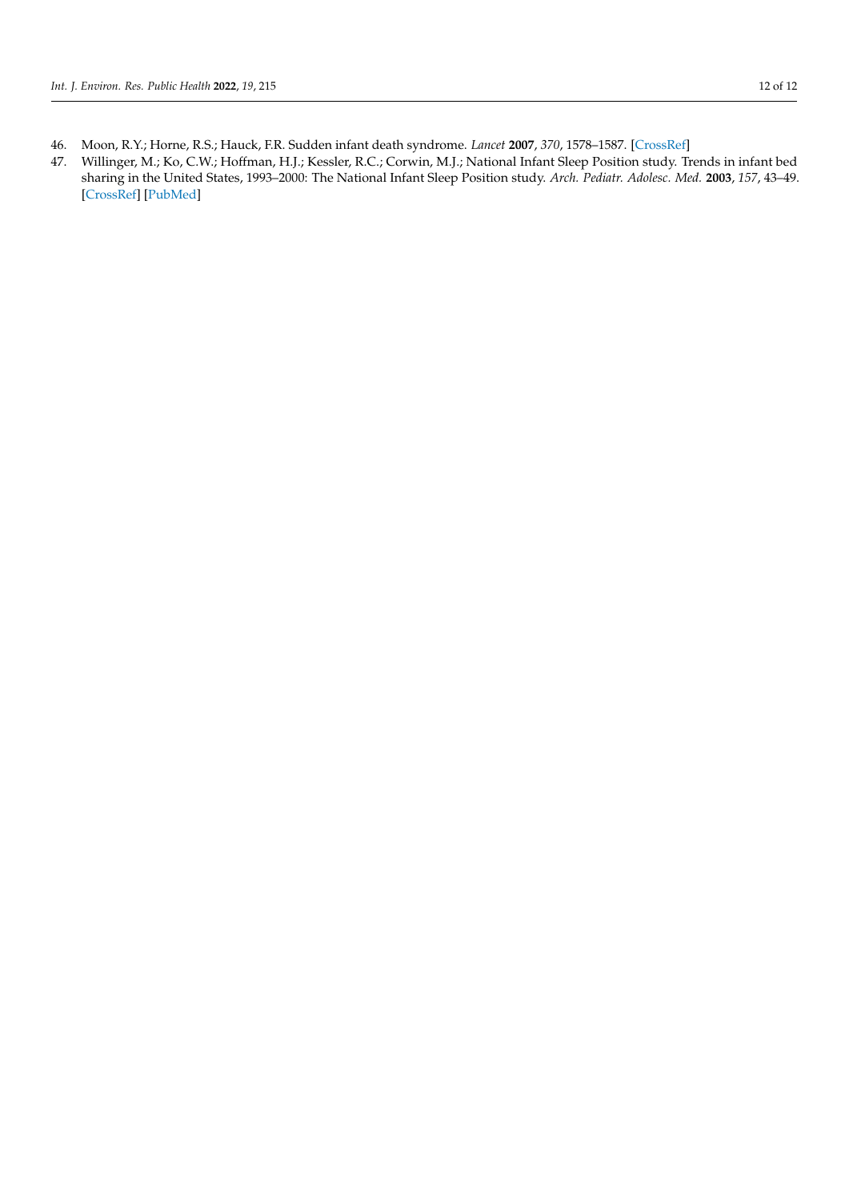46. Moon, R.Y.; Horne, R.S.; Hauck, F.R. Sudden infant death syndrome. *Lancet* **2007**, *370*, 1578–1587. [CrossRef]
47. Willinger, M.; Ko, C.W.; Hoffman, H.J.; Kessler, R.C.; Corwin, M.J.; National Infant Sleep Position study. Trends in infant bed sharing in the United States, 1993–2000: The National Infant Sleep Position study. *Arch. Pediatr. Adolesc. Med.* **2003**, *157*, 43–49. [CrossRef] [PubMed]